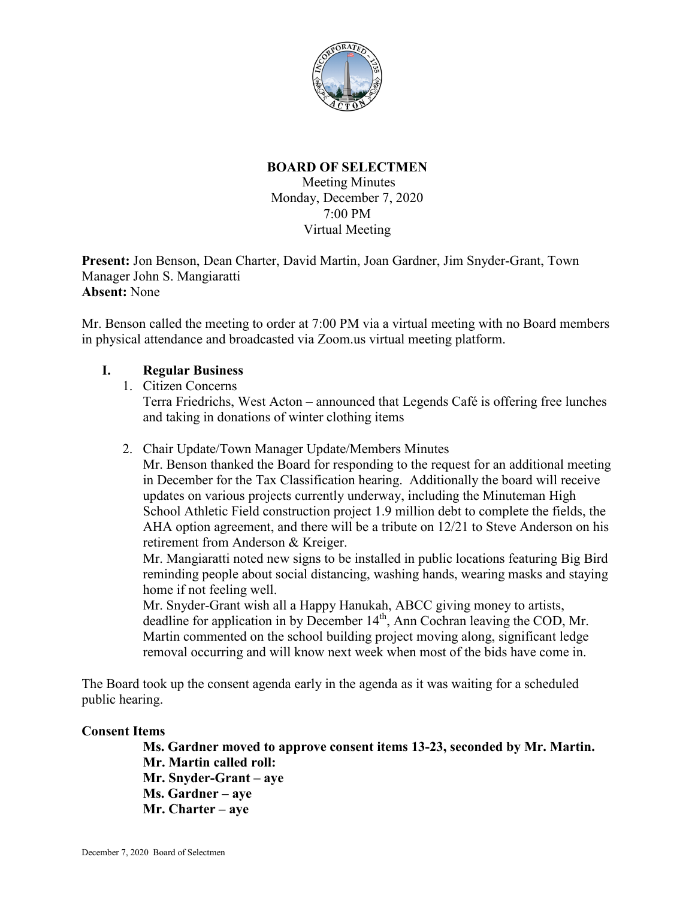**BOARD OF SELECTMEN**
Meeting Minutes
Monday, December 7, 2020
7:00 PM
Virtual Meeting

**Present:** Jon Benson, Dean Charter, David Martin, Joan Gardner, Jim Snyder-Grant, Town Manager John S. Mangiaratti
**Absent:** None

Mr. Benson called the meeting to order at 7:00 PM via a virtual meeting with no Board members in physical attendance and broadcasted via Zoom.us virtual meeting platform.

## I. Regular Business

1. Citizen Concerns
   Terra Friedrichs, West Acton – announced that Legends Café is offering free lunches and taking in donations of winter clothing items

2. Chair Update/Town Manager Update/Members Minutes
   Mr. Benson thanked the Board for responding to the request for an additional meeting in December for the Tax Classification hearing. Additionally the board will receive updates on various projects currently underway, including the Minuteman High School Athletic Field construction project 1.9 million debt to complete the fields, the AHA option agreement, and there will be a tribute on 12/21 to Steve Anderson on his retirement from Anderson & Kreiger.
   Mr. Mangiaratti noted new signs to be installed in public locations featuring Big Bird reminding people about social distancing, washing hands, wearing masks and staying home if not feeling well.
   Mr. Snyder-Grant wish all a Happy Hanukah, ABCC giving money to artists, deadline for application in by December 14th, Ann Cochran leaving the COD, Mr. Martin commented on the school building project moving along, significant ledge removal occurring and will know next week when most of the bids have come in.

The Board took up the consent agenda early in the agenda as it was waiting for a scheduled public hearing.

**Consent Items**

**Ms. Gardner moved to approve consent items 13-23, seconded by Mr. Martin.**
**Mr. Martin called roll:**
**Mr. Snyder-Grant – aye**
**Ms. Gardner – aye**
**Mr. Charter – aye**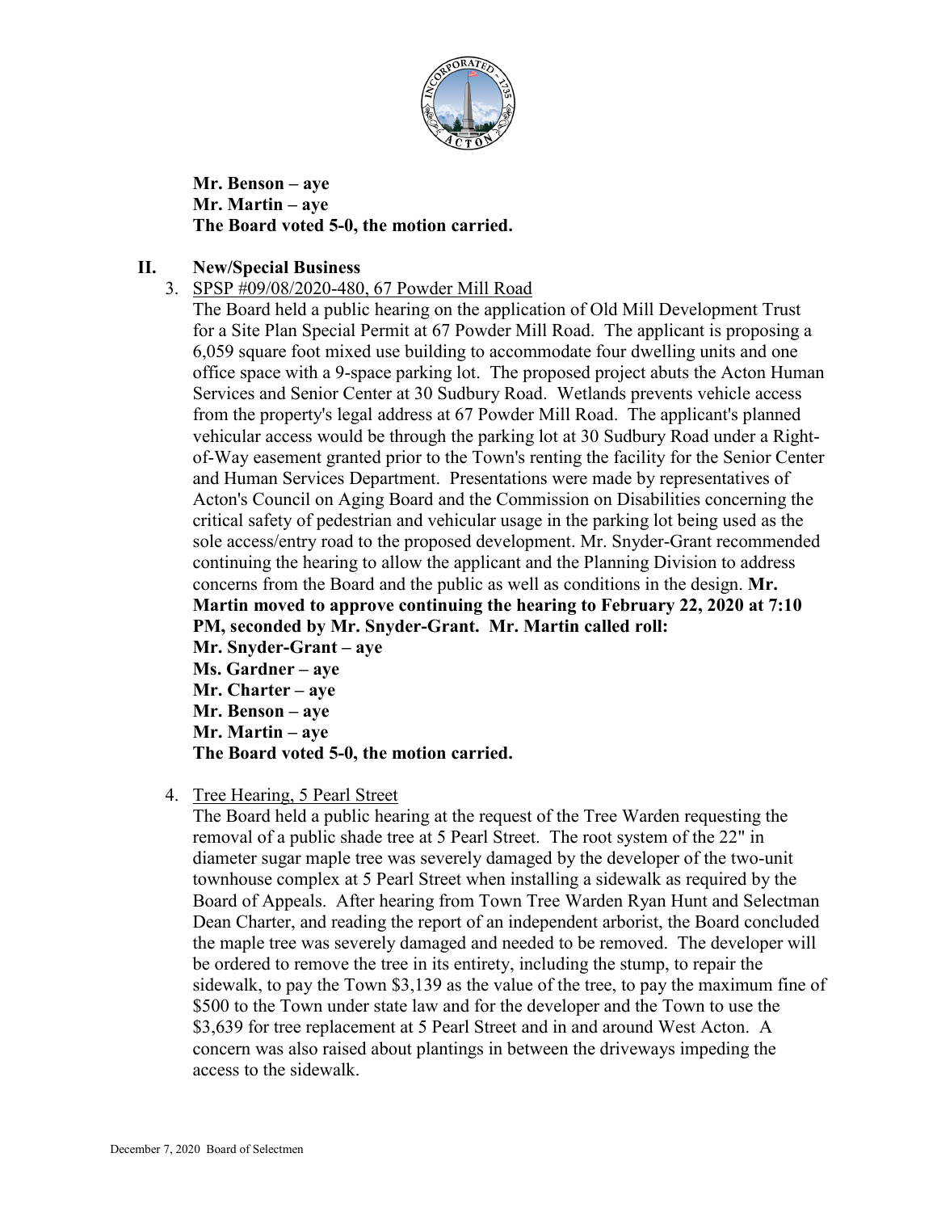**Mr. Benson – aye**
**Mr. Martin – aye**
**The Board voted 5-0, the motion carried.**

## II. New/Special Business

3. SPSP #09/08/2020-480, 67 Powder Mill Road

   The Board held a public hearing on the application of Old Mill Development Trust for a Site Plan Special Permit at 67 Powder Mill Road. The applicant is proposing a 6,059 square foot mixed use building to accommodate four dwelling units and one office space with a 9-space parking lot. The proposed project abuts the Acton Human Services and Senior Center at 30 Sudbury Road. Wetlands prevents vehicle access from the property's legal address at 67 Powder Mill Road. The applicant's planned vehicular access would be through the parking lot at 30 Sudbury Road under a Right-of-Way easement granted prior to the Town's renting the facility for the Senior Center and Human Services Department. Presentations were made by representatives of Acton's Council on Aging Board and the Commission on Disabilities concerning the critical safety of pedestrian and vehicular usage in the parking lot being used as the sole access/entry road to the proposed development. Mr. Snyder-Grant recommended continuing the hearing to allow the applicant and the Planning Division to address concerns from the Board and the public as well as conditions in the design. **Mr. Martin moved to approve continuing the hearing to February 22, 2020 at 7:10 PM, seconded by Mr. Snyder-Grant. Mr. Martin called roll:**
   **Mr. Snyder-Grant – aye**
   **Ms. Gardner – aye**
   **Mr. Charter – aye**
   **Mr. Benson – aye**
   **Mr. Martin – aye**
   **The Board voted 5-0, the motion carried.**

4. Tree Hearing, 5 Pearl Street

   The Board held a public hearing at the request of the Tree Warden requesting the removal of a public shade tree at 5 Pearl Street. The root system of the 22" in diameter sugar maple tree was severely damaged by the developer of the two-unit townhouse complex at 5 Pearl Street when installing a sidewalk as required by the Board of Appeals. After hearing from Town Tree Warden Ryan Hunt and Selectman Dean Charter, and reading the report of an independent arborist, the Board concluded the maple tree was severely damaged and needed to be removed. The developer will be ordered to remove the tree in its entirety, including the stump, to repair the sidewalk, to pay the Town $3,139 as the value of the tree, to pay the maximum fine of $500 to the Town under state law and for the developer and the Town to use the $3,639 for tree replacement at 5 Pearl Street and in and around West Acton. A concern was also raised about plantings in between the driveways impeding the access to the sidewalk.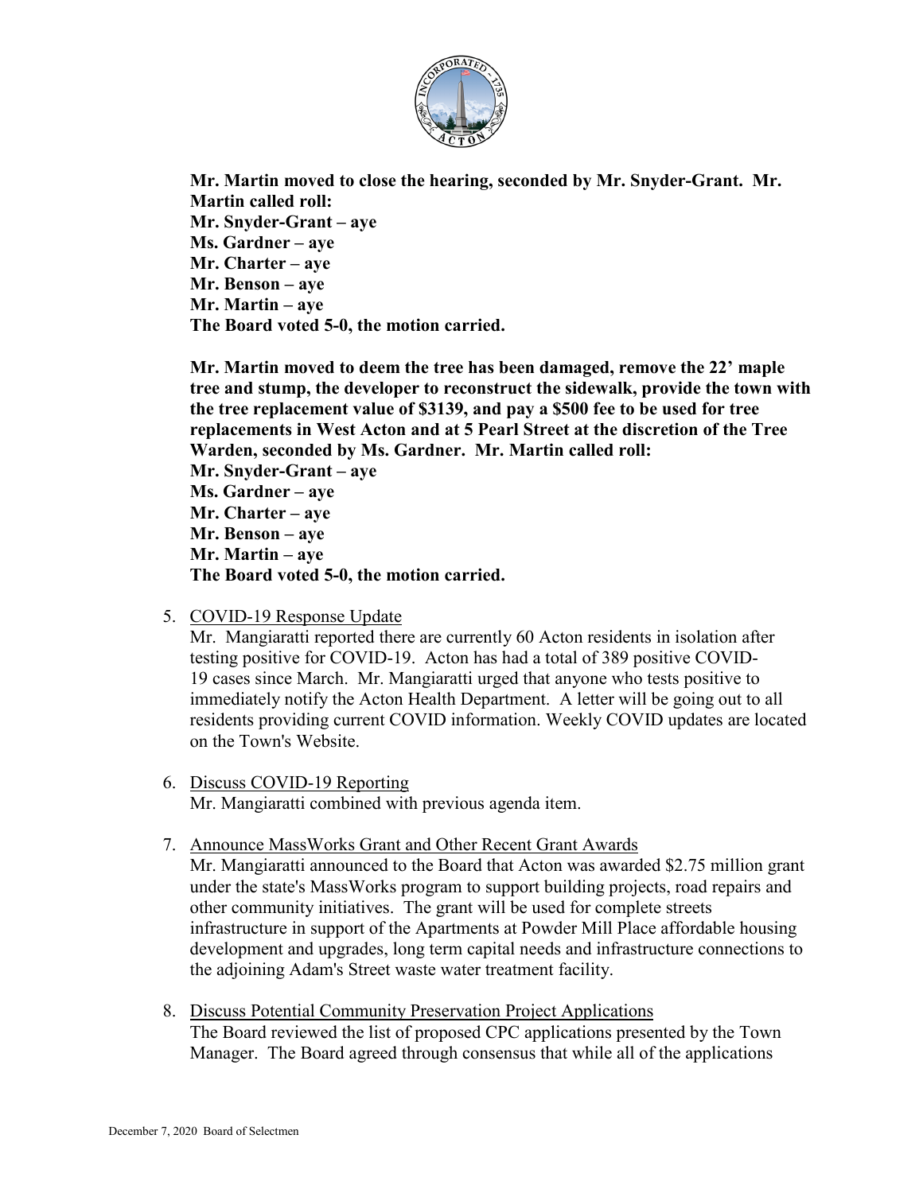**Mr. Martin moved to close the hearing, seconded by Mr. Snyder-Grant. Mr. Martin called roll:**
**Mr. Snyder-Grant – aye**
**Ms. Gardner – aye**
**Mr. Charter – aye**
**Mr. Benson – aye**
**Mr. Martin – aye**
**The Board voted 5-0, the motion carried.**

**Mr. Martin moved to deem the tree has been damaged, remove the 22' maple tree and stump, the developer to reconstruct the sidewalk, provide the town with the tree replacement value of $3139, and pay a $500 fee to be used for tree replacements in West Acton and at 5 Pearl Street at the discretion of the Tree Warden, seconded by Ms. Gardner. Mr. Martin called roll:**
**Mr. Snyder-Grant – aye**
**Ms. Gardner – aye**
**Mr. Charter – aye**
**Mr. Benson – aye**
**Mr. Martin – aye**
**The Board voted 5-0, the motion carried.**

5. <u>COVID-19 Response Update</u>
   Mr. Mangiaratti reported there are currently 60 Acton residents in isolation after testing positive for COVID-19. Acton has had a total of 389 positive COVID-19 cases since March. Mr. Mangiaratti urged that anyone who tests positive to immediately notify the Acton Health Department. A letter will be going out to all residents providing current COVID information. Weekly COVID updates are located on the Town's Website.

6. <u>Discuss COVID-19 Reporting</u>
   Mr. Mangiaratti combined with previous agenda item.

7. <u>Announce MassWorks Grant and Other Recent Grant Awards</u>
   Mr. Mangiaratti announced to the Board that Acton was awarded $2.75 million grant under the state's MassWorks program to support building projects, road repairs and other community initiatives. The grant will be used for complete streets infrastructure in support of the Apartments at Powder Mill Place affordable housing development and upgrades, long term capital needs and infrastructure connections to the adjoining Adam's Street waste water treatment facility.

8. <u>Discuss Potential Community Preservation Project Applications</u>
   The Board reviewed the list of proposed CPC applications presented by the Town Manager. The Board agreed through consensus that while all of the applications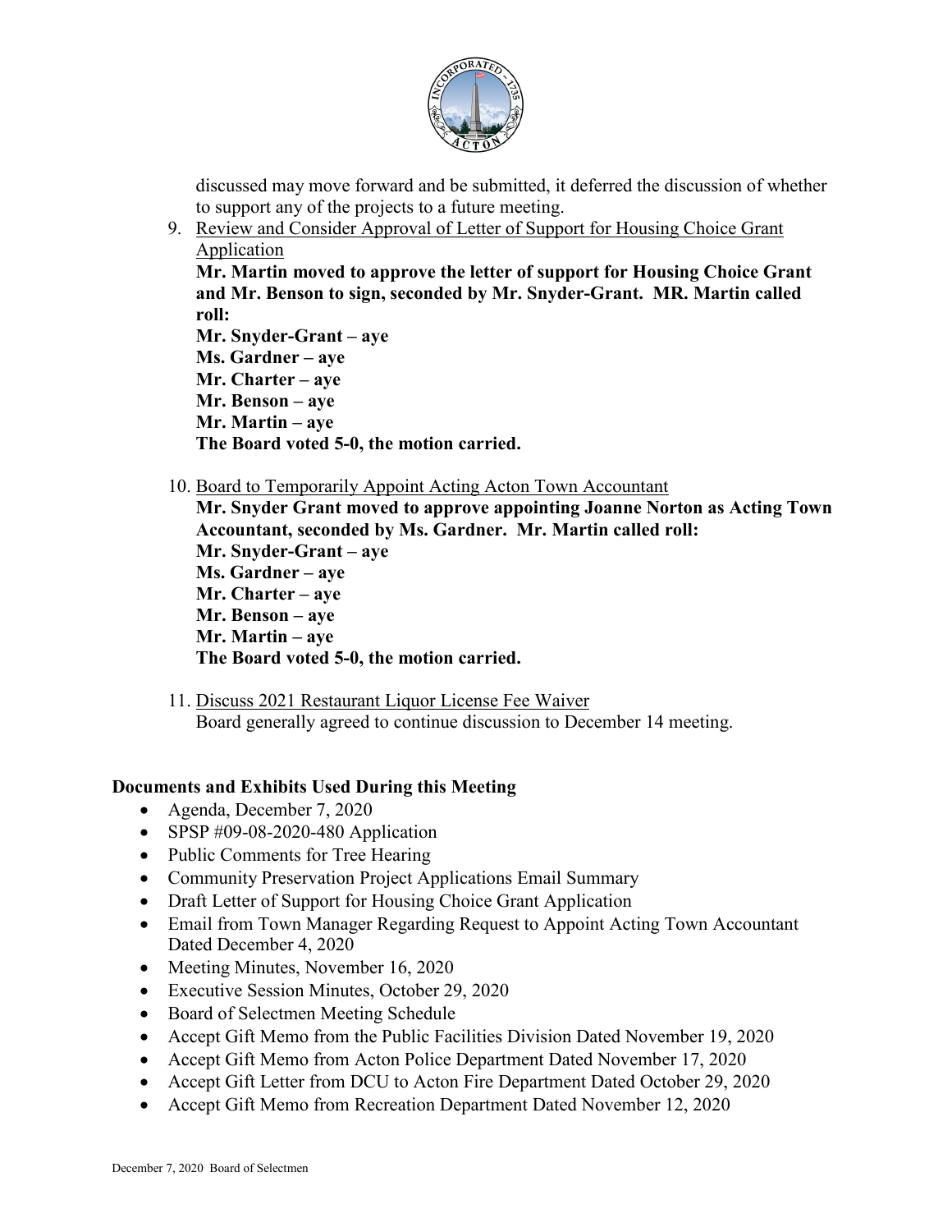discussed may move forward and be submitted, it deferred the discussion of whether to support any of the projects to a future meeting.

9. Review and Consider Approval of Letter of Support for Housing Choice Grant Application
   **Mr. Martin moved to approve the letter of support for Housing Choice Grant and Mr. Benson to sign, seconded by Mr. Snyder-Grant. MR. Martin called roll:**
   **Mr. Snyder-Grant – aye**
   **Ms. Gardner – aye**
   **Mr. Charter – aye**
   **Mr. Benson – aye**
   **Mr. Martin – aye**
   **The Board voted 5-0, the motion carried.**

10. Board to Temporarily Appoint Acting Acton Town Accountant
    **Mr. Snyder Grant moved to approve appointing Joanne Norton as Acting Town Accountant, seconded by Ms. Gardner. Mr. Martin called roll:**
    **Mr. Snyder-Grant – aye**
    **Ms. Gardner – aye**
    **Mr. Charter – aye**
    **Mr. Benson – aye**
    **Mr. Martin – aye**
    **The Board voted 5-0, the motion carried.**

11. Discuss 2021 Restaurant Liquor License Fee Waiver
    Board generally agreed to continue discussion to December 14 meeting.

**Documents and Exhibits Used During this Meeting**

- Agenda, December 7, 2020
- SPSP #09-08-2020-480 Application
- Public Comments for Tree Hearing
- Community Preservation Project Applications Email Summary
- Draft Letter of Support for Housing Choice Grant Application
- Email from Town Manager Regarding Request to Appoint Acting Town Accountant Dated December 4, 2020
- Meeting Minutes, November 16, 2020
- Executive Session Minutes, October 29, 2020
- Board of Selectmen Meeting Schedule
- Accept Gift Memo from the Public Facilities Division Dated November 19, 2020
- Accept Gift Memo from Acton Police Department Dated November 17, 2020
- Accept Gift Letter from DCU to Acton Fire Department Dated October 29, 2020
- Accept Gift Memo from Recreation Department Dated November 12, 2020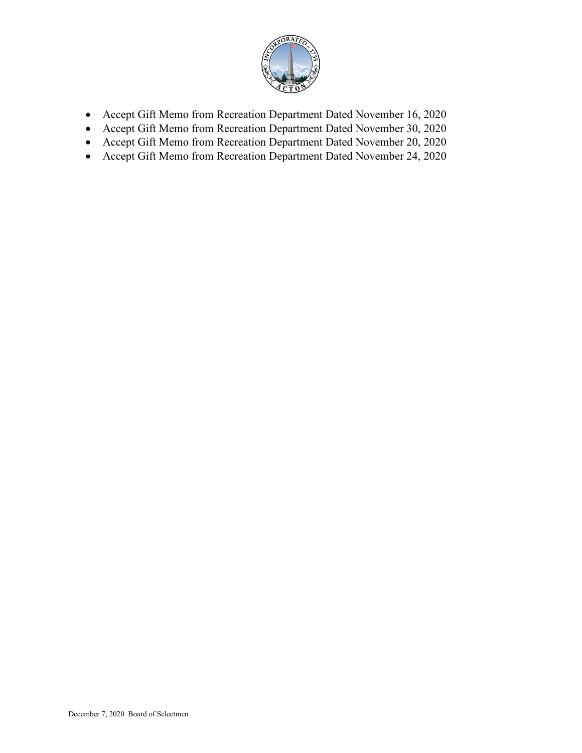- Accept Gift Memo from Recreation Department Dated November 16, 2020
- Accept Gift Memo from Recreation Department Dated November 30, 2020
- Accept Gift Memo from Recreation Department Dated November 20, 2020
- Accept Gift Memo from Recreation Department Dated November 24, 2020